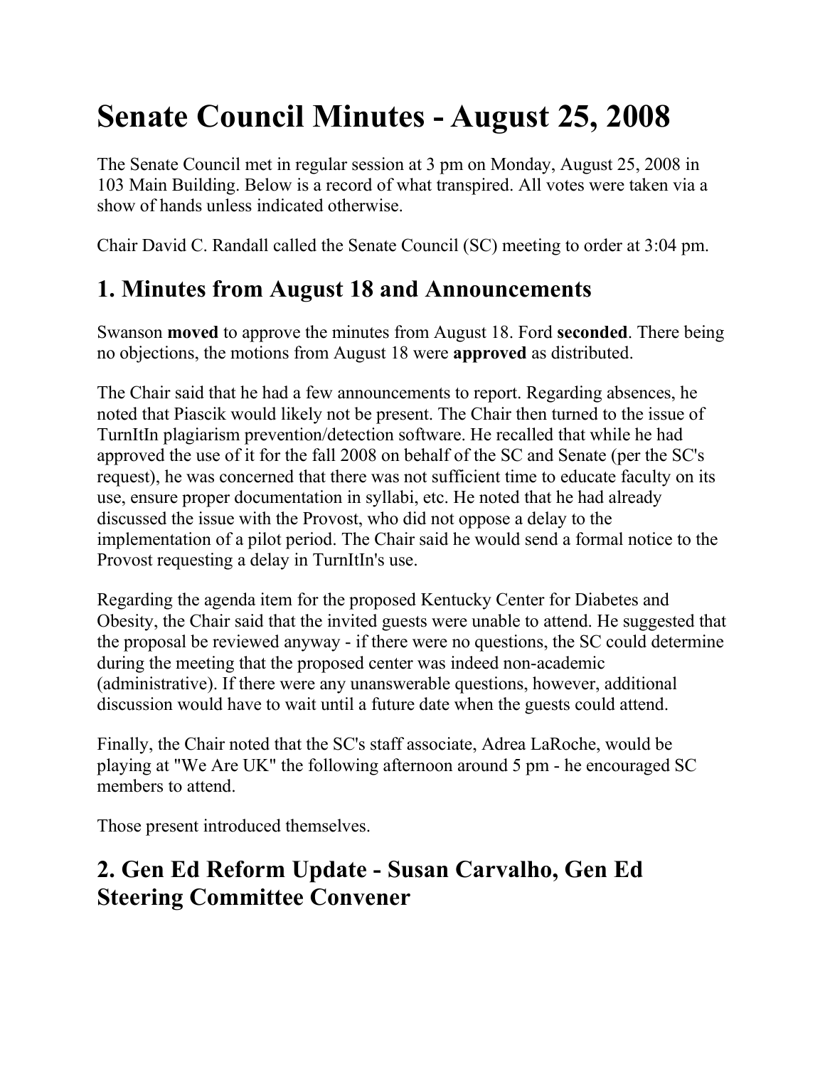# Senate Council Minutes - August 25, 2008

The Senate Council met in regular session at 3 pm on Monday, August 25, 2008 in 103 Main Building. Below is a record of what transpired. All votes were taken via a show of hands unless indicated otherwise.

Chair David C. Randall called the Senate Council (SC) meeting to order at 3:04 pm.

## 1. Minutes from August 18 and Announcements

Swanson **moved** to approve the minutes from August 18. Ford **seconded**. There being no objections, the motions from August 18 were **approved** as distributed.

The Chair said that he had a few announcements to report. Regarding absences, he noted that Piascik would likely not be present. The Chair then turned to the issue of TurnItIn plagiarism prevention/detection software. He recalled that while he had approved the use of it for the fall 2008 on behalf of the SC and Senate (per the SC's request), he was concerned that there was not sufficient time to educate faculty on its use, ensure proper documentation in syllabi, etc. He noted that he had already discussed the issue with the Provost, who did not oppose a delay to the implementation of a pilot period. The Chair said he would send a formal notice to the Provost requesting a delay in TurnItIn's use.

Regarding the agenda item for the proposed Kentucky Center for Diabetes and Obesity, the Chair said that the invited guests were unable to attend. He suggested that the proposal be reviewed anyway - if there were no questions, the SC could determine during the meeting that the proposed center was indeed non-academic (administrative). If there were any unanswerable questions, however, additional discussion would have to wait until a future date when the guests could attend.

Finally, the Chair noted that the SC's staff associate, Adrea LaRoche, would be playing at "We Are UK" the following afternoon around 5 pm - he encouraged SC members to attend.

Those present introduced themselves.

## 2. Gen Ed Reform Update - Susan Carvalho, Gen Ed Steering Committee Convener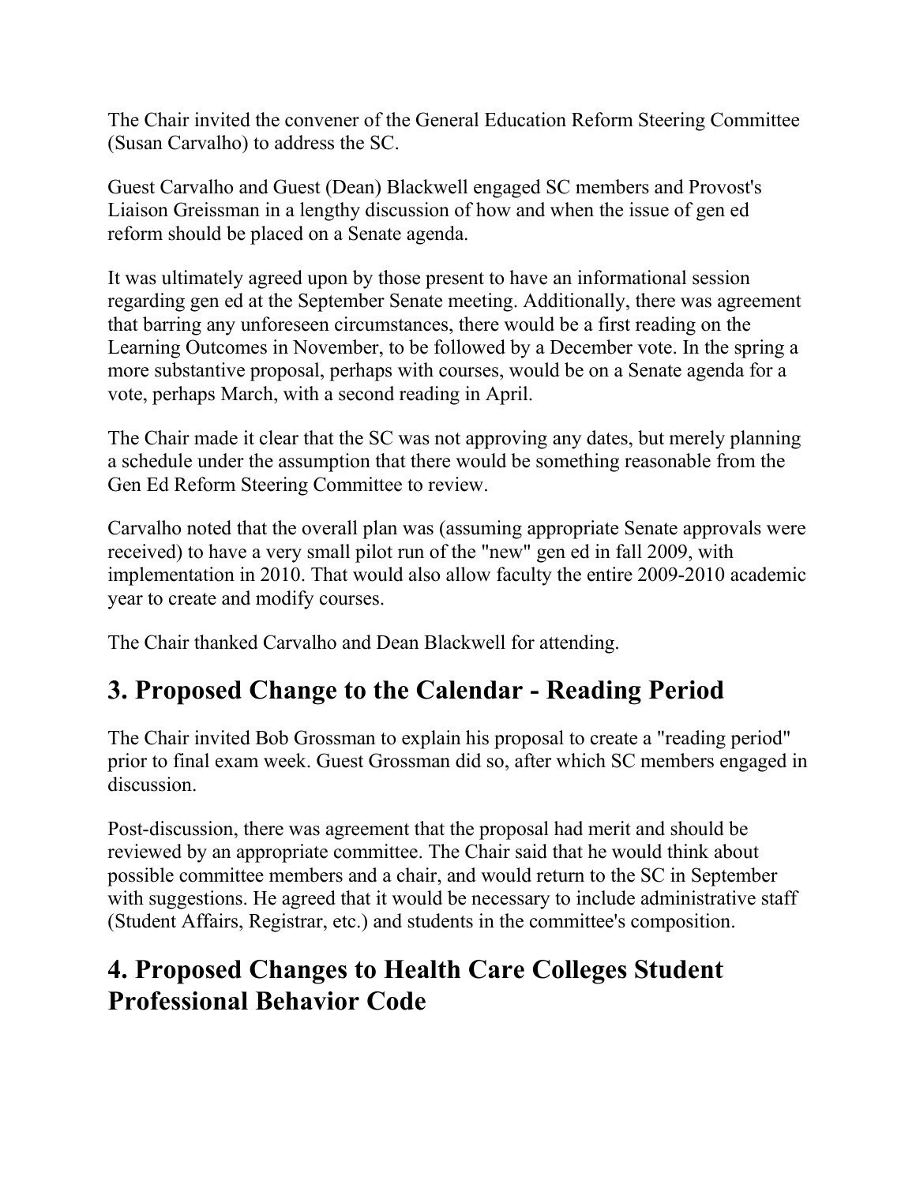The Chair invited the convener of the General Education Reform Steering Committee (Susan Carvalho) to address the SC.

Guest Carvalho and Guest (Dean) Blackwell engaged SC members and Provost's Liaison Greissman in a lengthy discussion of how and when the issue of gen ed reform should be placed on a Senate agenda.

It was ultimately agreed upon by those present to have an informational session regarding gen ed at the September Senate meeting. Additionally, there was agreement that barring any unforeseen circumstances, there would be a first reading on the Learning Outcomes in November, to be followed by a December vote. In the spring a more substantive proposal, perhaps with courses, would be on a Senate agenda for a vote, perhaps March, with a second reading in April.

The Chair made it clear that the SC was not approving any dates, but merely planning a schedule under the assumption that there would be something reasonable from the Gen Ed Reform Steering Committee to review.

Carvalho noted that the overall plan was (assuming appropriate Senate approvals were received) to have a very small pilot run of the "new" gen ed in fall 2009, with implementation in 2010. That would also allow faculty the entire 2009-2010 academic year to create and modify courses.

The Chair thanked Carvalho and Dean Blackwell for attending.

## 3. Proposed Change to the Calendar - Reading Period

The Chair invited Bob Grossman to explain his proposal to create a "reading period" prior to final exam week. Guest Grossman did so, after which SC members engaged in discussion.

Post-discussion, there was agreement that the proposal had merit and should be reviewed by an appropriate committee. The Chair said that he would think about possible committee members and a chair, and would return to the SC in September with suggestions. He agreed that it would be necessary to include administrative staff (Student Affairs, Registrar, etc.) and students in the committee's composition.

## 4. Proposed Changes to Health Care Colleges Student Professional Behavior Code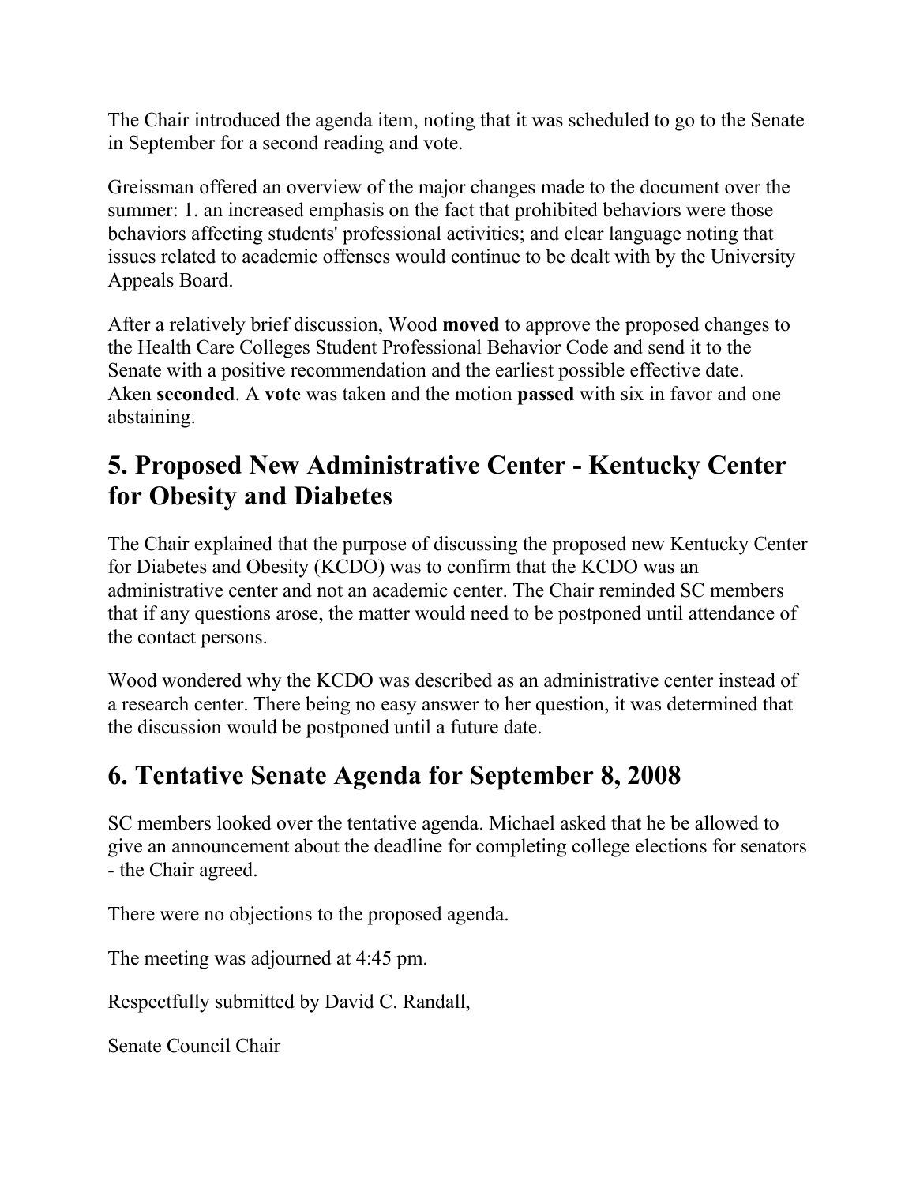The Chair introduced the agenda item, noting that it was scheduled to go to the Senate in September for a second reading and vote.

Greissman offered an overview of the major changes made to the document over the summer: 1. an increased emphasis on the fact that prohibited behaviors were those behaviors affecting students' professional activities; and clear language noting that issues related to academic offenses would continue to be dealt with by the University Appeals Board.

After a relatively brief discussion, Wood **moved** to approve the proposed changes to the Health Care Colleges Student Professional Behavior Code and send it to the Senate with a positive recommendation and the earliest possible effective date. Aken **seconded**. A **vote** was taken and the motion **passed** with six in favor and one abstaining.

## 5. Proposed New Administrative Center - Kentucky Center for Obesity and Diabetes

The Chair explained that the purpose of discussing the proposed new Kentucky Center for Diabetes and Obesity (KCDO) was to confirm that the KCDO was an administrative center and not an academic center. The Chair reminded SC members that if any questions arose, the matter would need to be postponed until attendance of the contact persons.

Wood wondered why the KCDO was described as an administrative center instead of a research center. There being no easy answer to her question, it was determined that the discussion would be postponed until a future date.

## 6. Tentative Senate Agenda for September 8, 2008

SC members looked over the tentative agenda. Michael asked that he be allowed to give an announcement about the deadline for completing college elections for senators - the Chair agreed.

There were no objections to the proposed agenda.

The meeting was adjourned at 4:45 pm.

Respectfully submitted by David C. Randall,

Senate Council Chair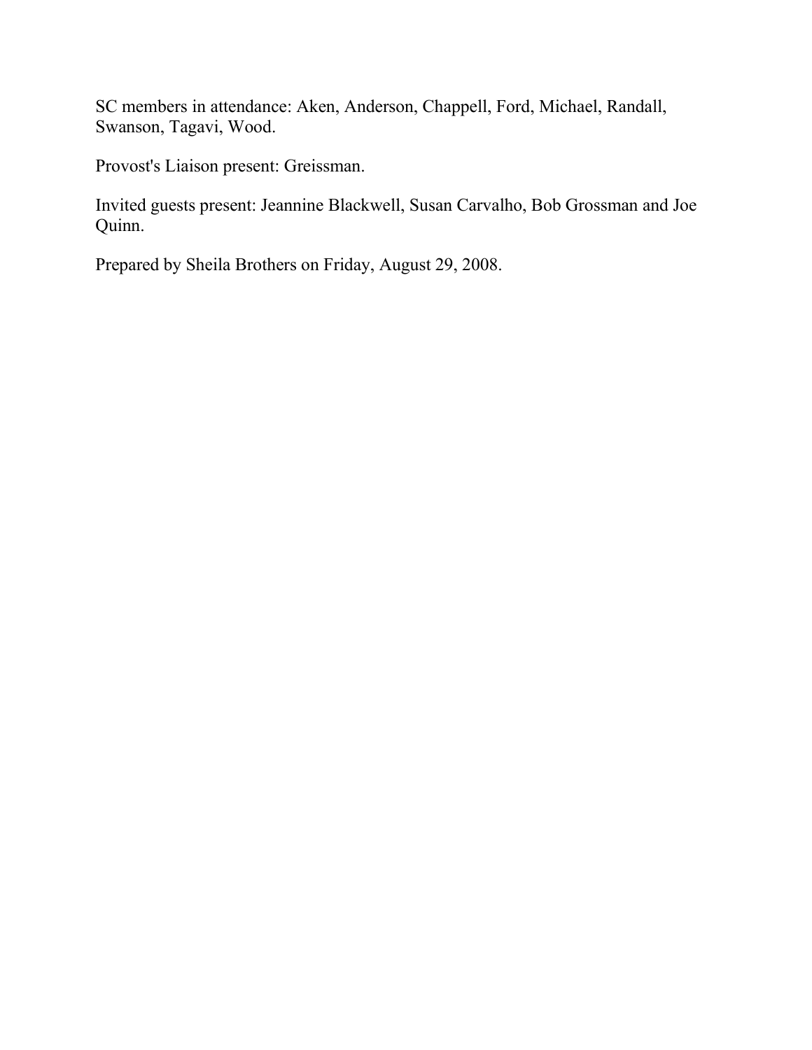SC members in attendance: Aken, Anderson, Chappell, Ford, Michael, Randall, Swanson, Tagavi, Wood.

Provost's Liaison present: Greissman.

Invited guests present: Jeannine Blackwell, Susan Carvalho, Bob Grossman and Joe Quinn.

Prepared by Sheila Brothers on Friday, August 29, 2008.